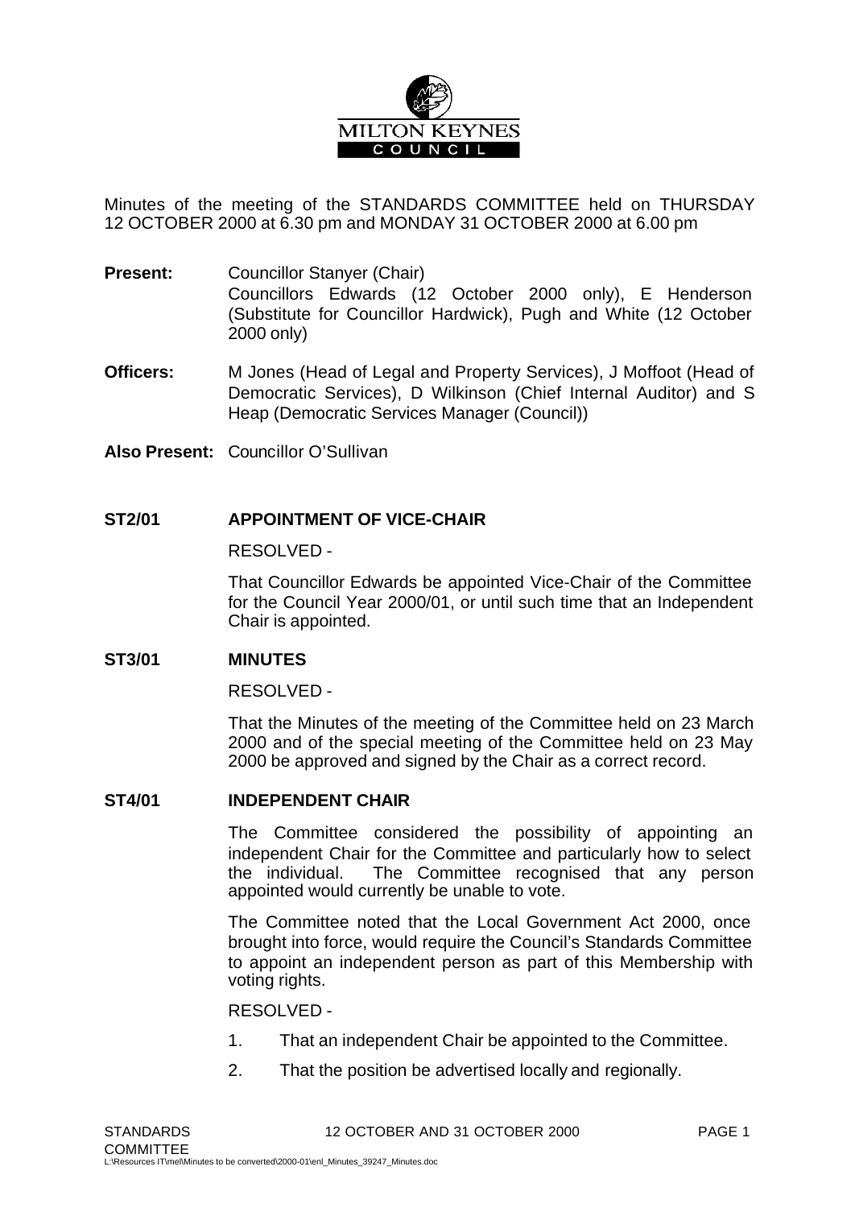MILTON KEYNES COUNCIL

Minutes of the meeting of the STANDARDS COMMITTEE held on THURSDAY 12 OCTOBER 2000 at 6.30 pm and MONDAY 31 OCTOBER 2000 at 6.00 pm

**Present:** Councillor Stanyer (Chair)
Councillors Edwards (12 October 2000 only), E Henderson (Substitute for Councillor Hardwick), Pugh and White (12 October 2000 only)

**Officers:** M Jones (Head of Legal and Property Services), J Moffoot (Head of Democratic Services), D Wilkinson (Chief Internal Auditor) and S Heap (Democratic Services Manager (Council))

**Also Present:** Councillor O'Sullivan

## ST2/01 APPOINTMENT OF VICE-CHAIR

RESOLVED -

That Councillor Edwards be appointed Vice-Chair of the Committee for the Council Year 2000/01, or until such time that an Independent Chair is appointed.

## ST3/01 MINUTES

RESOLVED -

That the Minutes of the meeting of the Committee held on 23 March 2000 and of the special meeting of the Committee held on 23 May 2000 be approved and signed by the Chair as a correct record.

## ST4/01 INDEPENDENT CHAIR

The Committee considered the possibility of appointing an independent Chair for the Committee and particularly how to select the individual. The Committee recognised that any person appointed would currently be unable to vote.

The Committee noted that the Local Government Act 2000, once brought into force, would require the Council's Standards Committee to appoint an independent person as part of this Membership with voting rights.

RESOLVED -

1. That an independent Chair be appointed to the Committee.
2. That the position be advertised locally and regionally.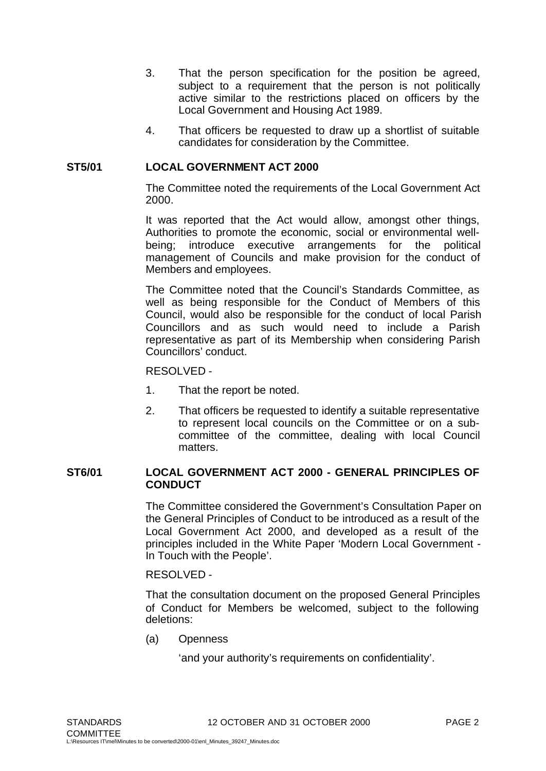3. That the person specification for the position be agreed, subject to a requirement that the person is not politically active similar to the restrictions placed on officers by the Local Government and Housing Act 1989.

4. That officers be requested to draw up a shortlist of suitable candidates for consideration by the Committee.

## ST5/01 LOCAL GOVERNMENT ACT 2000

The Committee noted the requirements of the Local Government Act 2000.

It was reported that the Act would allow, amongst other things, Authorities to promote the economic, social or environmental well-being; introduce executive arrangements for the political management of Councils and make provision for the conduct of Members and employees.

The Committee noted that the Council's Standards Committee, as well as being responsible for the Conduct of Members of this Council, would also be responsible for the conduct of local Parish Councillors and as such would need to include a Parish representative as part of its Membership when considering Parish Councillors' conduct.

RESOLVED -

1. That the report be noted.

2. That officers be requested to identify a suitable representative to represent local councils on the Committee or on a sub-committee of the committee, dealing with local Council matters.

## ST6/01 LOCAL GOVERNMENT ACT 2000 - GENERAL PRINCIPLES OF CONDUCT

The Committee considered the Government's Consultation Paper on the General Principles of Conduct to be introduced as a result of the Local Government Act 2000, and developed as a result of the principles included in the White Paper 'Modern Local Government - In Touch with the People'.

RESOLVED -

That the consultation document on the proposed General Principles of Conduct for Members be welcomed, subject to the following deletions:

(a) Openness

'and your authority's requirements on confidentiality'.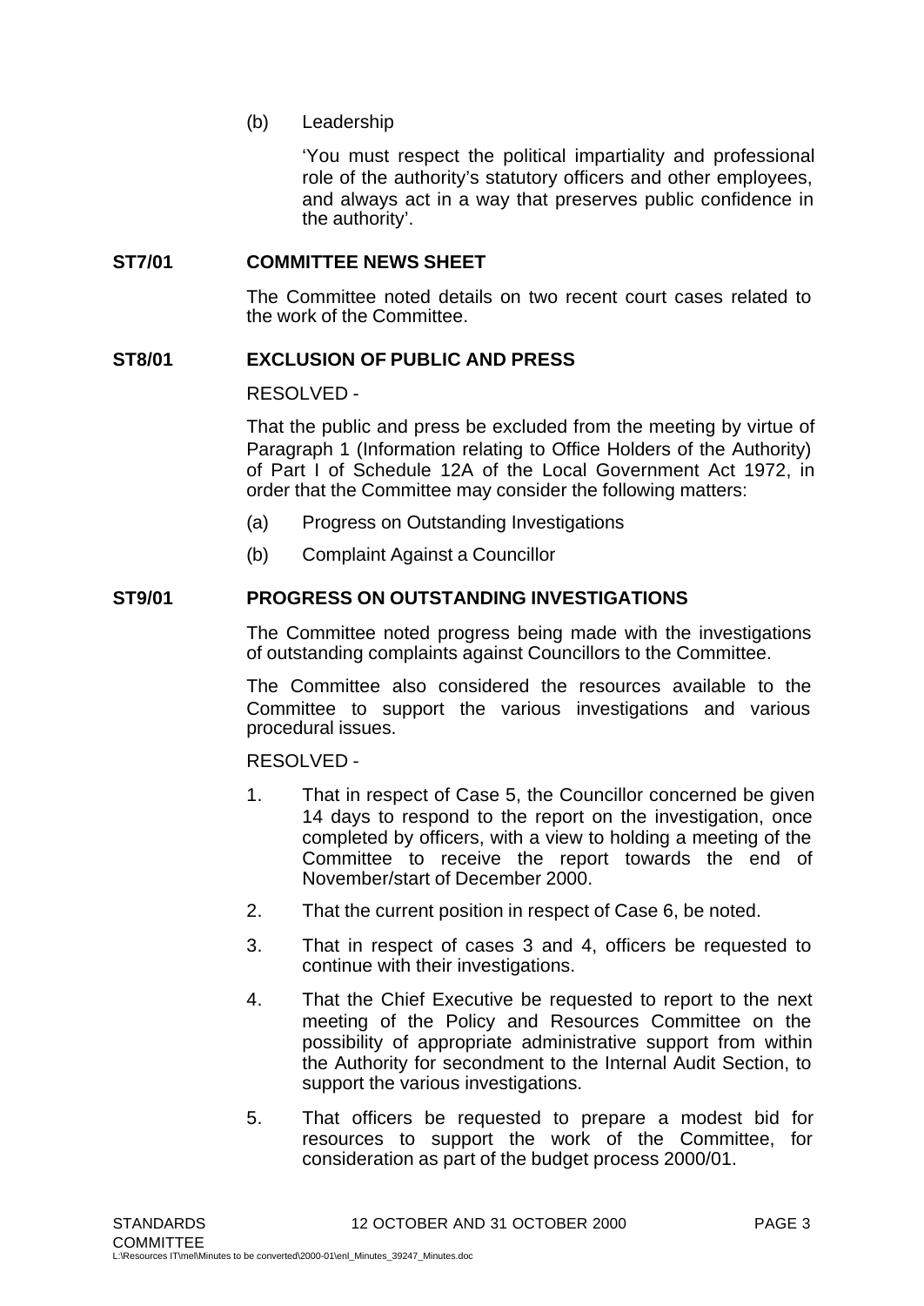(b) Leadership

'You must respect the political impartiality and professional role of the authority's statutory officers and other employees, and always act in a way that preserves public confidence in the authority'.

**ST7/01 COMMITTEE NEWS SHEET**

The Committee noted details on two recent court cases related to the work of the Committee.

**ST8/01 EXCLUSION OF PUBLIC AND PRESS**

RESOLVED -

That the public and press be excluded from the meeting by virtue of Paragraph 1 (Information relating to Office Holders of the Authority) of Part I of Schedule 12A of the Local Government Act 1972, in order that the Committee may consider the following matters:

(a) Progress on Outstanding Investigations

(b) Complaint Against a Councillor

**ST9/01 PROGRESS ON OUTSTANDING INVESTIGATIONS**

The Committee noted progress being made with the investigations of outstanding complaints against Councillors to the Committee.

The Committee also considered the resources available to the Committee to support the various investigations and various procedural issues.

RESOLVED -

1. That in respect of Case 5, the Councillor concerned be given 14 days to respond to the report on the investigation, once completed by officers, with a view to holding a meeting of the Committee to receive the report towards the end of November/start of December 2000.

2. That the current position in respect of Case 6, be noted.

3. That in respect of cases 3 and 4, officers be requested to continue with their investigations.

4. That the Chief Executive be requested to report to the next meeting of the Policy and Resources Committee on the possibility of appropriate administrative support from within the Authority for secondment to the Internal Audit Section, to support the various investigations.

5. That officers be requested to prepare a modest bid for resources to support the work of the Committee, for consideration as part of the budget process 2000/01.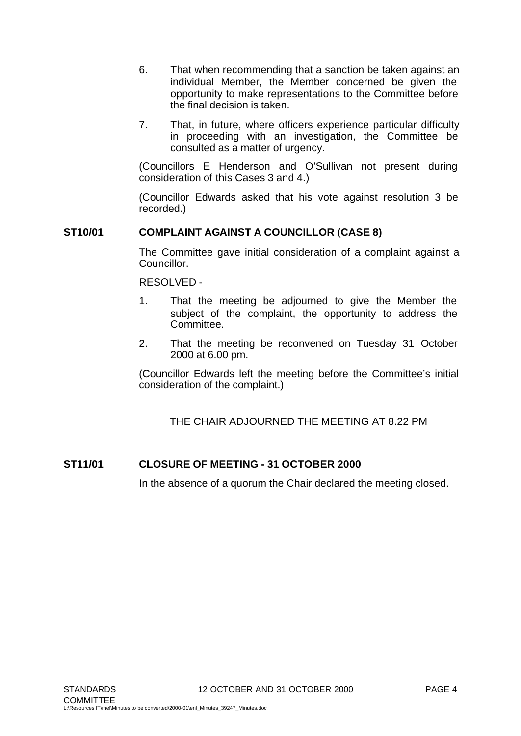6. That when recommending that a sanction be taken against an individual Member, the Member concerned be given the opportunity to make representations to the Committee before the final decision is taken.

7. That, in future, where officers experience particular difficulty in proceeding with an investigation, the Committee be consulted as a matter of urgency.

(Councillors E Henderson and O'Sullivan not present during consideration of this Cases 3 and 4.)

(Councillor Edwards asked that his vote against resolution 3 be recorded.)

## ST10/01 COMPLAINT AGAINST A COUNCILLOR (CASE 8)

The Committee gave initial consideration of a complaint against a Councillor.

RESOLVED -

1. That the meeting be adjourned to give the Member the subject of the complaint, the opportunity to address the Committee.

2. That the meeting be reconvened on Tuesday 31 October 2000 at 6.00 pm.

(Councillor Edwards left the meeting before the Committee's initial consideration of the complaint.)

THE CHAIR ADJOURNED THE MEETING AT 8.22 PM

## ST11/01 CLOSURE OF MEETING - 31 OCTOBER 2000

In the absence of a quorum the Chair declared the meeting closed.